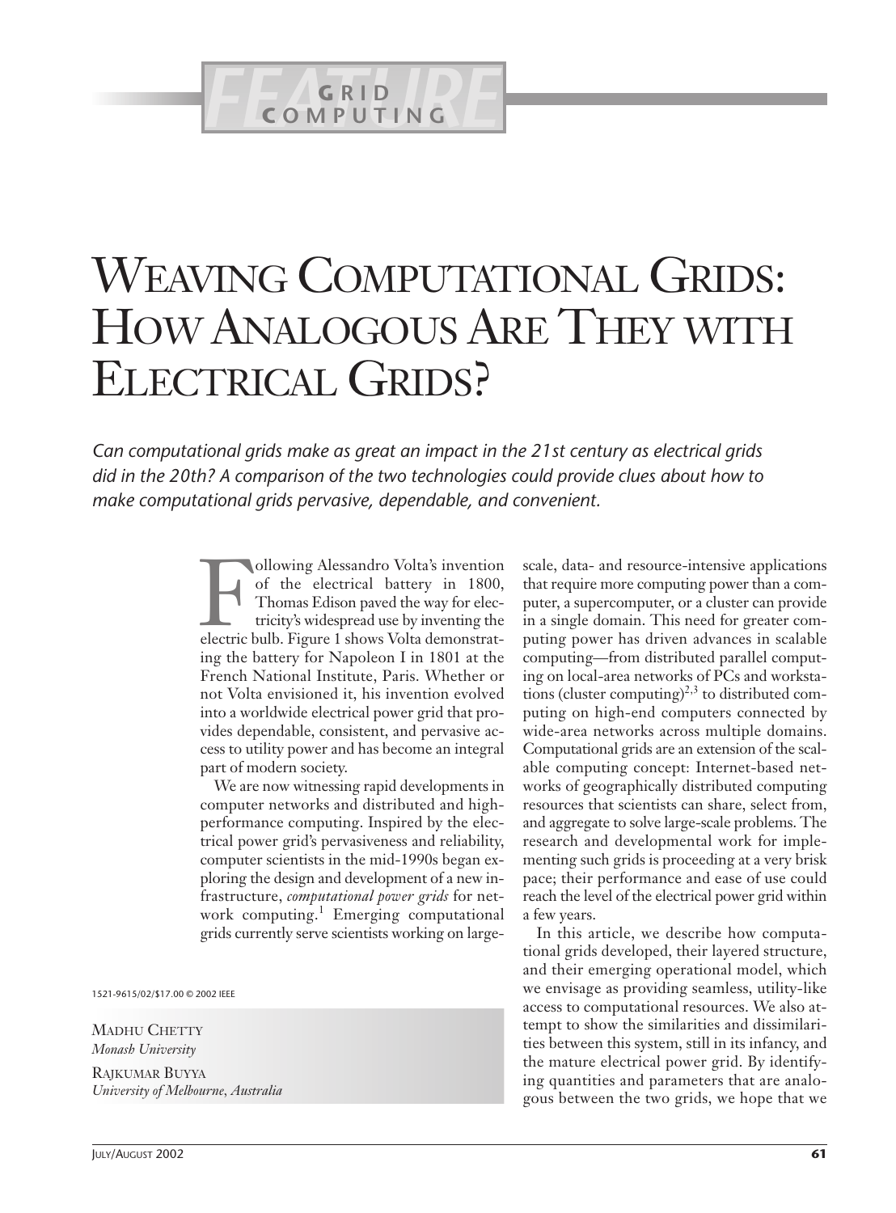FEATURE

GRID COMPUTING

# WEAVING COMPUTATIONAL GRIDS: HOW ANALOGOUS ARE THEY WITH ELECTRICAL GRIDS?

*Can computational grids make as great an impact in the 21st century as electrical grids did in the 20th? A comparison of the two technologies could provide clues about how to make computational grids pervasive, dependable, and convenient.*

Following Alessandro Volta's invention of the electrical battery in 1800, Thomas Edison paved the way for electricity's widespread use by inventing the electric bulb. Figure 1 shows Volta demonstrating the battery for Napoleon I in 1801 at the French National Institute, Paris. Whether or not Volta envisioned it, his invention evolved into a worldwide electrical power grid that provides dependable, consistent, and pervasive access to utility power and has become an integral part of modern society.

We are now witnessing rapid developments in computer networks and distributed and high-performance computing. Inspired by the electrical power grid's pervasiveness and reliability, computer scientists in the mid-1990s began exploring the design and development of a new infrastructure, *computational power grids* for network computing.[1] Emerging computational grids currently serve scientists working on large-scale, data- and resource-intensive applications that require more computing power than a computer, a supercomputer, or a cluster can provide in a single domain. This need for greater computing power has driven advances in scalable computing—from distributed parallel computing on local-area networks of PCs and workstations (cluster computing)[2,3] to distributed computing on high-end computers connected by wide-area networks across multiple domains. Computational grids are an extension of the scalable computing concept: Internet-based networks of geographically distributed computing resources that scientists can share, select from, and aggregate to solve large-scale problems. The research and developmental work for implementing such grids is proceeding at a very brisk pace; their performance and ease of use could reach the level of the electrical power grid within a few years.

In this article, we describe how computational grids developed, their layered structure, and their emerging operational model, which we envisage as providing seamless, utility-like access to computational resources. We also attempt to show the similarities and dissimilarities between this system, still in its infancy, and the mature electrical power grid. By identifying quantities and parameters that are analogous between the two grids, we hope that we

1521-9615/02/$17.00 © 2002 IEEE

MADHU CHETTY
*Monash University*

RAJKUMAR BUYYA
*University of Melbourne, Australia*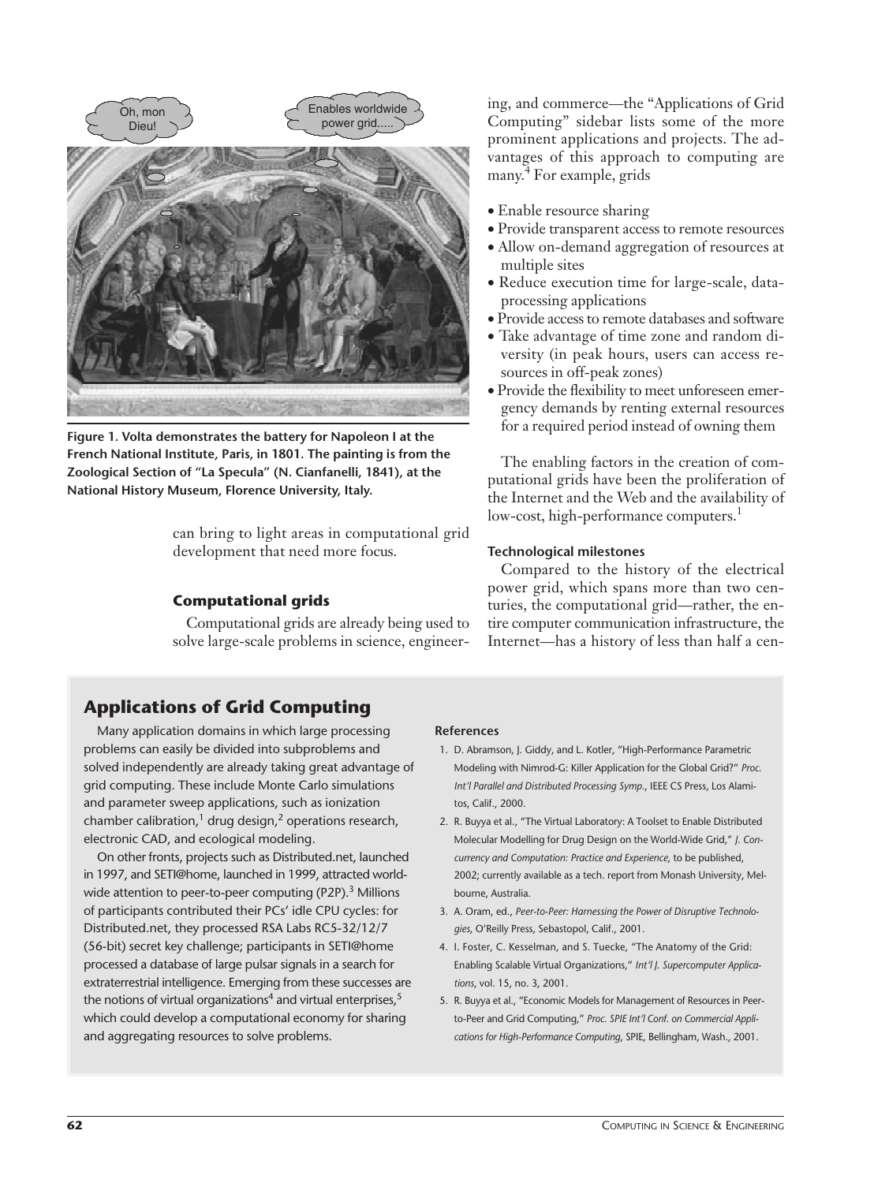Figure 1. Volta demonstrates the battery for Napoleon I at the French National Institute, Paris, in 1801. The painting is from the Zoological Section of "La Specula" (N. Cianfanelli, 1841), at the National History Museum, Florence University, Italy.

can bring to light areas in computational grid development that need more focus.

### Computational grids

Computational grids are already being used to solve large-scale problems in science, engineering, and commerce—the "Applications of Grid Computing" sidebar lists some of the more prominent applications and projects. The advantages of this approach to computing are many.[4] For example, grids

- Enable resource sharing
- Provide transparent access to remote resources
- Allow on-demand aggregation of resources at multiple sites
- Reduce execution time for large-scale, data-processing applications
- Provide access to remote databases and software
- Take advantage of time zone and random diversity (in peak hours, users can access resources in off-peak zones)
- Provide the flexibility to meet unforeseen emergency demands by renting external resources for a required period instead of owning them

The enabling factors in the creation of computational grids have been the proliferation of the Internet and the Web and the availability of low-cost, high-performance computers.[1]

#### Technological milestones

Compared to the history of the electrical power grid, which spans more than two centuries, the computational grid—rather, the entire computer communication infrastructure, the Internet—has a history of less than half a cen-

## Applications of Grid Computing

Many application domains in which large processing problems can easily be divided into subproblems and solved independently are already taking great advantage of grid computing. These include Monte Carlo simulations and parameter sweep applications, such as ionization chamber calibration,[1] drug design,[2] operations research, electronic CAD, and ecological modeling.

On other fronts, projects such as Distributed.net, launched in 1997, and SETI@home, launched in 1999, attracted worldwide attention to peer-to-peer computing (P2P).[3] Millions of participants contributed their PCs' idle CPU cycles: for Distributed.net, they processed RSA Labs RC5-32/12/7 (56-bit) secret key challenge; participants in SETI@home processed a database of large pulsar signals in a search for extraterrestrial intelligence. Emerging from these successes are the notions of virtual organizations[4] and virtual enterprises,[5] which could develop a computational economy for sharing and aggregating resources to solve problems.

#### References

1. D. Abramson, J. Giddy, and L. Kotler, "High-Performance Parametric Modeling with Nimrod-G: Killer Application for the Global Grid?" *Proc. Int'l Parallel and Distributed Processing Symp.*, IEEE CS Press, Los Alamitos, Calif., 2000.
2. R. Buyya et al., "The Virtual Laboratory: A Toolset to Enable Distributed Molecular Modelling for Drug Design on the World-Wide Grid," *J. Concurrency and Computation: Practice and Experience*, to be published, 2002; currently available as a tech. report from Monash University, Melbourne, Australia.
3. A. Oram, ed., *Peer-to-Peer: Harnessing the Power of Disruptive Technologies*, O'Reilly Press, Sebastopol, Calif., 2001.
4. I. Foster, C. Kesselman, and S. Tuecke, "The Anatomy of the Grid: Enabling Scalable Virtual Organizations," *Int'l J. Supercomputer Applications*, vol. 15, no. 3, 2001.
5. R. Buyya et al., "Economic Models for Management of Resources in Peer-to-Peer and Grid Computing," *Proc. SPIE Int'l Conf. on Commercial Applications for High-Performance Computing*, SPIE, Bellingham, Wash., 2001.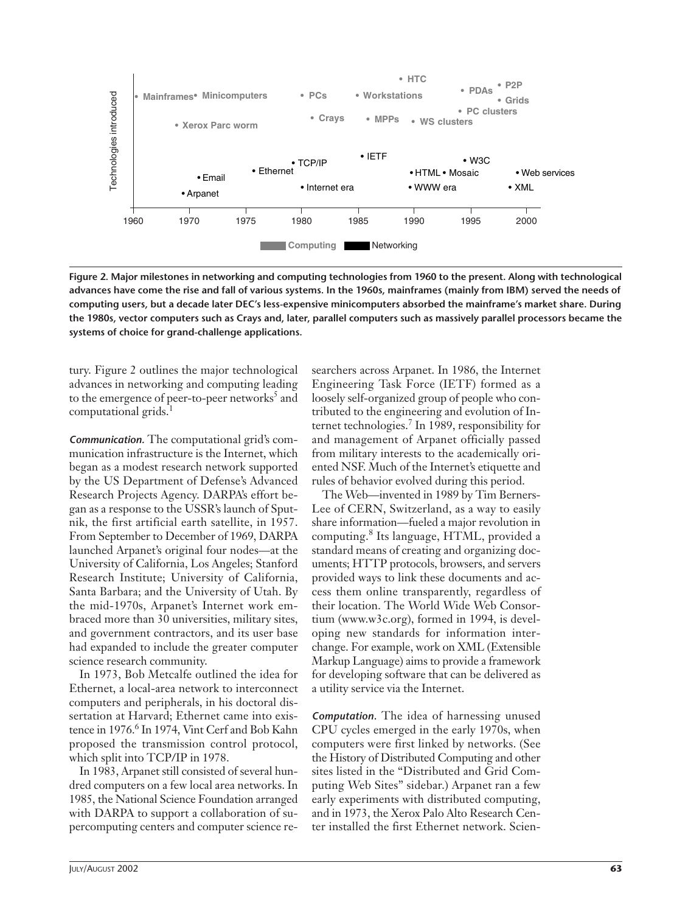**Figure 2. Major milestones in networking and computing technologies from 1960 to the present. Along with technological advances have come the rise and fall of various systems. In the 1960s, mainframes (mainly from IBM) served the needs of computing users, but a decade later DEC's less-expensive minicomputers absorbed the mainframe's market share. During the 1980s, vector computers such as Crays and, later, parallel computers such as massively parallel processors became the systems of choice for grand-challenge applications.**

tury. Figure 2 outlines the major technological advances in networking and computing leading to the emergence of peer-to-peer networks[5] and computational grids.[1]

***Communication.*** The computational grid's communication infrastructure is the Internet, which began as a modest research network supported by the US Department of Defense's Advanced Research Projects Agency. DARPA's effort began as a response to the USSR's launch of Sputnik, the first artificial earth satellite, in 1957. From September to December of 1969, DARPA launched Arpanet's original four nodes—at the University of California, Los Angeles; Stanford Research Institute; University of California, Santa Barbara; and the University of Utah. By the mid-1970s, Arpanet's Internet work embraced more than 30 universities, military sites, and government contractors, and its user base had expanded to include the greater computer science research community.

In 1973, Bob Metcalfe outlined the idea for Ethernet, a local-area network to interconnect computers and peripherals, in his doctoral dissertation at Harvard; Ethernet came into existence in 1976.[6] In 1974, Vint Cerf and Bob Kahn proposed the transmission control protocol, which split into TCP/IP in 1978.

In 1983, Arpanet still consisted of several hundred computers on a few local area networks. In 1985, the National Science Foundation arranged with DARPA to support a collaboration of supercomputing centers and computer science researchers across Arpanet. In 1986, the Internet Engineering Task Force (IETF) formed as a loosely self-organized group of people who contributed to the engineering and evolution of Internet technologies.[7] In 1989, responsibility for and management of Arpanet officially passed from military interests to the academically oriented NSF. Much of the Internet's etiquette and rules of behavior evolved during this period.

The Web—invented in 1989 by Tim Berners-Lee of CERN, Switzerland, as a way to easily share information—fueled a major revolution in computing.[8] Its language, HTML, provided a standard means of creating and organizing documents; HTTP protocols, browsers, and servers provided ways to link these documents and access them online transparently, regardless of their location. The World Wide Web Consortium (www.w3c.org), formed in 1994, is developing new standards for information interchange. For example, work on XML (Extensible Markup Language) aims to provide a framework for developing software that can be delivered as a utility service via the Internet.

***Computation.*** The idea of harnessing unused CPU cycles emerged in the early 1970s, when computers were first linked by networks. (See the History of Distributed Computing and other sites listed in the "Distributed and Grid Computing Web Sites" sidebar.) Arpanet ran a few early experiments with distributed computing, and in 1973, the Xerox Palo Alto Research Center installed the first Ethernet network. Scien-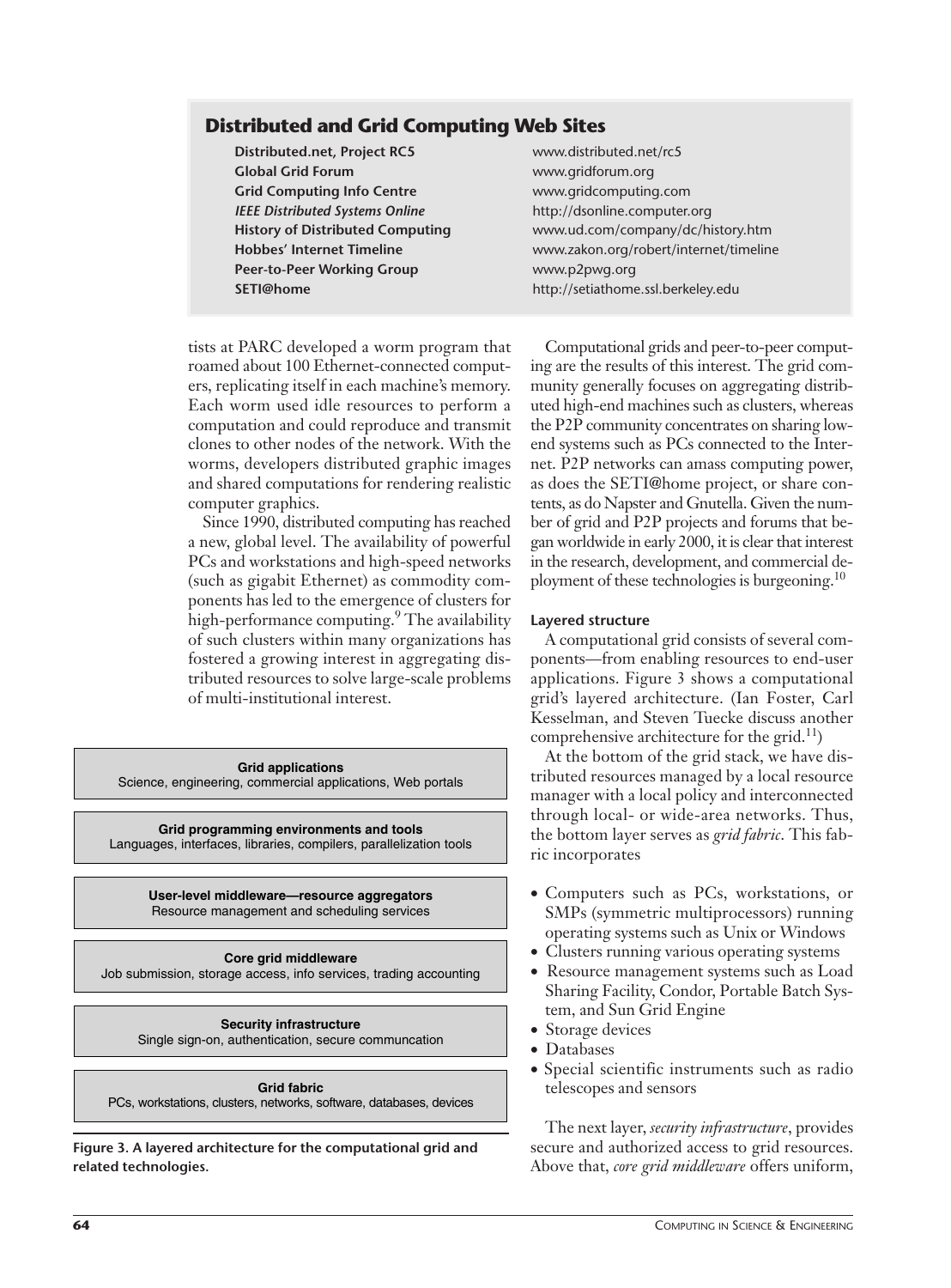## Distributed and Grid Computing Web Sites

| | |
|---|---|
| **Distributed.net, Project RC5** | www.distributed.net/rc5 |
| **Global Grid Forum** | www.gridforum.org |
| **Grid Computing Info Centre** | www.gridcomputing.com |
| ***IEEE Distributed Systems Online*** | http://dsonline.computer.org |
| **History of Distributed Computing** | www.ud.com/company/dc/history.htm |
| **Hobbes' Internet Timeline** | www.zakon.org/robert/internet/timeline |
| **Peer-to-Peer Working Group** | www.p2pwg.org |
| **SETI@home** | http://setiathome.ssl.berkeley.edu |

tists at PARC developed a worm program that roamed about 100 Ethernet-connected computers, replicating itself in each machine's memory. Each worm used idle resources to perform a computation and could reproduce and transmit clones to other nodes of the network. With the worms, developers distributed graphic images and shared computations for rendering realistic computer graphics.

Since 1990, distributed computing has reached a new, global level. The availability of powerful PCs and workstations and high-speed networks (such as gigabit Ethernet) as commodity components has led to the emergence of clusters for high-performance computing.[9] The availability of such clusters within many organizations has fostered a growing interest in aggregating distributed resources to solve large-scale problems of multi-institutional interest.

**Grid applications**
Science, engineering, commercial applications, Web portals

**Grid programming environments and tools**
Languages, interfaces, libraries, compilers, parallelization tools

**User-level middleware—resource aggregators**
Resource management and scheduling services

**Core grid middleware**
Job submission, storage access, info services, trading accounting

**Security infrastructure**
Single sign-on, authentication, secure communcation

**Grid fabric**
PCs, workstations, clusters, networks, software, databases, devices

**Figure 3. A layered architecture for the computational grid and related technologies.**

Computational grids and peer-to-peer computing are the results of this interest. The grid community generally focuses on aggregating distributed high-end machines such as clusters, whereas the P2P community concentrates on sharing low-end systems such as PCs connected to the Internet. P2P networks can amass computing power, as does the SETI@home project, or share contents, as do Napster and Gnutella. Given the number of grid and P2P projects and forums that began worldwide in early 2000, it is clear that interest in the research, development, and commercial deployment of these technologies is burgeoning.[10]

### Layered structure

A computational grid consists of several components—from enabling resources to end-user applications. Figure 3 shows a computational grid's layered architecture. (Ian Foster, Carl Kesselman, and Steven Tuecke discuss another comprehensive architecture for the grid.[11])

At the bottom of the grid stack, we have distributed resources managed by a local resource manager with a local policy and interconnected through local- or wide-area networks. Thus, the bottom layer serves as *grid fabric*. This fabric incorporates

- Computers such as PCs, workstations, or SMPs (symmetric multiprocessors) running operating systems such as Unix or Windows
- Clusters running various operating systems
- Resource management systems such as Load Sharing Facility, Condor, Portable Batch System, and Sun Grid Engine
- Storage devices
- Databases
- Special scientific instruments such as radio telescopes and sensors

The next layer, *security infrastructure*, provides secure and authorized access to grid resources. Above that, *core grid middleware* offers uniform,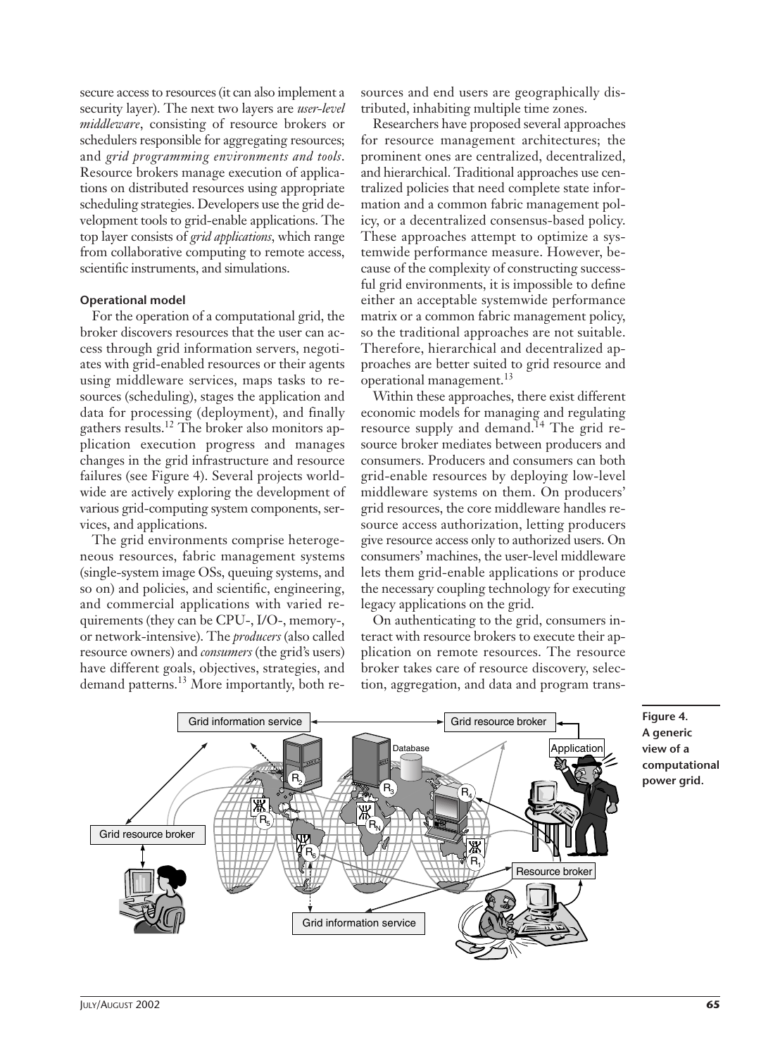secure access to resources (it can also implement a security layer). The next two layers are *user-level middleware*, consisting of resource brokers or schedulers responsible for aggregating resources; and *grid programming environments and tools*. Resource brokers manage execution of applications on distributed resources using appropriate scheduling strategies. Developers use the grid development tools to grid-enable applications. The top layer consists of *grid applications*, which range from collaborative computing to remote access, scientific instruments, and simulations.

### Operational model

For the operation of a computational grid, the broker discovers resources that the user can access through grid information servers, negotiates with grid-enabled resources or their agents using middleware services, maps tasks to resources (scheduling), stages the application and data for processing (deployment), and finally gathers results.[12] The broker also monitors application execution progress and manages changes in the grid infrastructure and resource failures (see Figure 4). Several projects worldwide are actively exploring the development of various grid-computing system components, services, and applications.

The grid environments comprise heterogeneous resources, fabric management systems (single-system image OSs, queuing systems, and so on) and policies, and scientific, engineering, and commercial applications with varied requirements (they can be CPU-, I/O-, memory-, or network-intensive). The *producers* (also called resource owners) and *consumers* (the grid's users) have different goals, objectives, strategies, and demand patterns.[13] More importantly, both resources and end users are geographically distributed, inhabiting multiple time zones.

Researchers have proposed several approaches for resource management architectures; the prominent ones are centralized, decentralized, and hierarchical. Traditional approaches use centralized policies that need complete state information and a common fabric management policy, or a decentralized consensus-based policy. These approaches attempt to optimize a systemwide performance measure. However, because of the complexity of constructing successful grid environments, it is impossible to define either an acceptable systemwide performance matrix or a common fabric management policy, so the traditional approaches are not suitable. Therefore, hierarchical and decentralized approaches are better suited to grid resource and operational management.[13]

Within these approaches, there exist different economic models for managing and regulating resource supply and demand.[14] The grid resource broker mediates between producers and consumers. Producers and consumers can both grid-enable resources by deploying low-level middleware systems on them. On producers' grid resources, the core middleware handles resource access authorization, letting producers give resource access only to authorized users. On consumers' machines, the user-level middleware lets them grid-enable applications or produce the necessary coupling technology for executing legacy applications on the grid.

On authenticating to the grid, consumers interact with resource brokers to execute their application on remote resources. The resource broker takes care of resource discovery, selection, aggregation, and data and program trans-

**Figure 4.** A generic view of a computational power grid.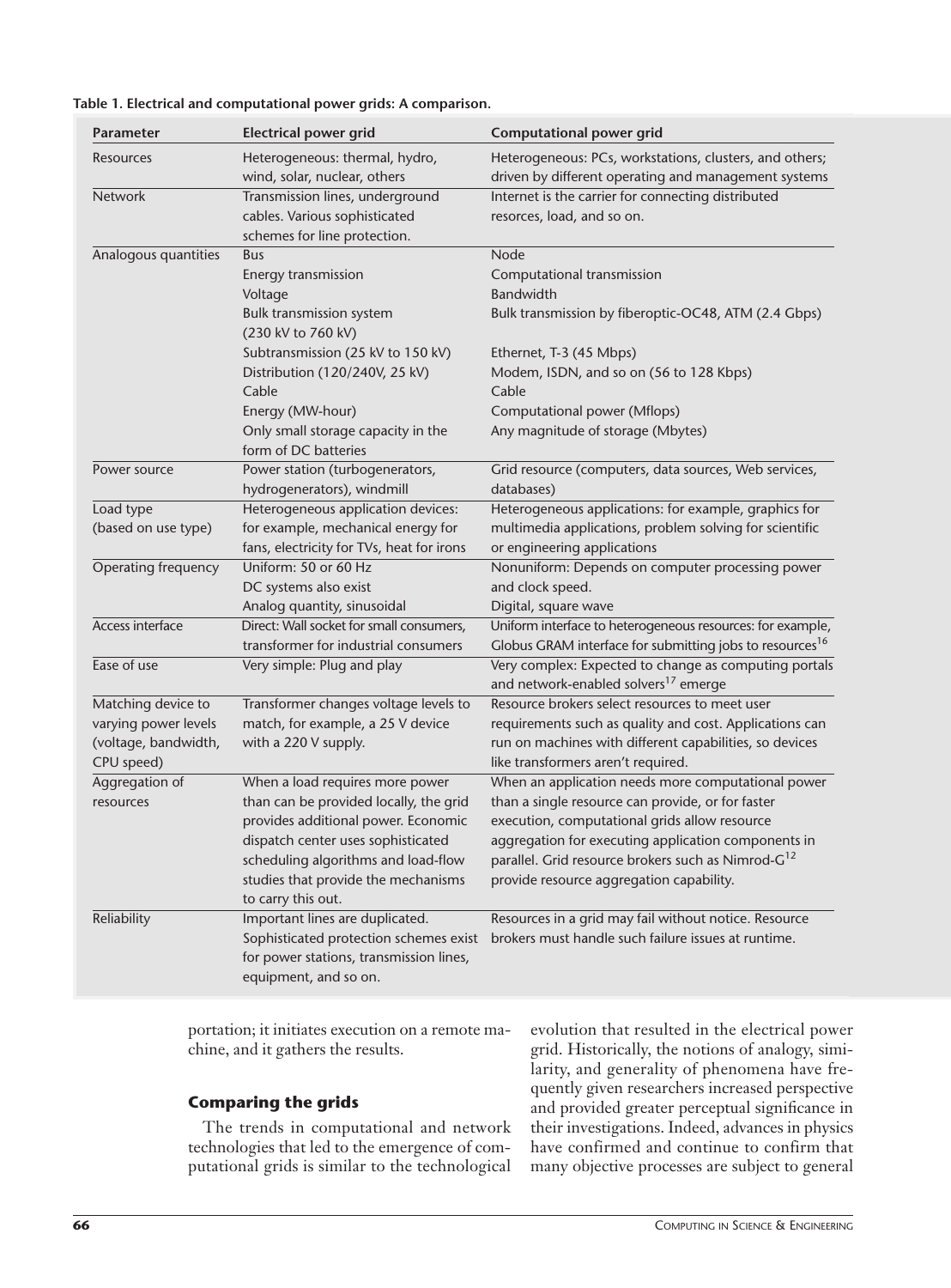**Table 1. Electrical and computational power grids: A comparison.**

| Parameter | Electrical power grid | Computational power grid |
|---|---|---|
| Resources | Heterogeneous: thermal, hydro, wind, solar, nuclear, others | Heterogeneous: PCs, workstations, clusters, and others; driven by different operating and management systems |
| Network | Transmission lines, underground cables. Various sophisticated schemes for line protection. | Internet is the carrier for connecting distributed resorces, load, and so on. |
| Analogous quantities | Bus | Node |
| | Energy transmission | Computational transmission |
| | Voltage | Bandwidth |
| | Bulk transmission system (230 kV to 760 kV) | Bulk transmission by fiberoptic-OC48, ATM (2.4 Gbps) |
| | Subtransmission (25 kV to 150 kV) | Ethernet, T-3 (45 Mbps) |
| | Distribution (120/240V, 25 kV) | Modem, ISDN, and so on (56 to 128 Kbps) |
| | Cable | Cable |
| | Energy (MW-hour) | Computational power (Mflops) |
| | Only small storage capacity in the form of DC batteries | Any magnitude of storage (Mbytes) |
| Power source | Power station (turbogenerators, hydrogenerators), windmill | Grid resource (computers, data sources, Web services, databases) |
| Load type (based on use type) | Heterogeneous application devices: for example, mechanical energy for fans, electricity for TVs, heat for irons | Heterogeneous applications: for example, graphics for multimedia applications, problem solving for scientific or engineering applications |
| Operating frequency | Uniform: 50 or 60 Hz<br>DC systems also exist<br>Analog quantity, sinusoidal | Nonuniform: Depends on computer processing power and clock speed.<br>Digital, square wave |
| Access interface | Direct: Wall socket for small consumers, transformer for industrial consumers | Uniform interface to heterogeneous resources: for example, Globus GRAM interface for submitting jobs to resources[16] |
| Ease of use | Very simple: Plug and play | Very complex: Expected to change as computing portals and network-enabled solvers[17] emerge |
| Matching device to varying power levels (voltage, bandwidth, CPU speed) | Transformer changes voltage levels to match, for example, a 25 V device with a 220 V supply. | Resource brokers select resources to meet user requirements such as quality and cost. Applications can run on machines with different capabilities, so devices like transformers aren't required. |
| Aggregation of resources | When a load requires more power than can be provided locally, the grid provides additional power. Economic dispatch center uses sophisticated scheduling algorithms and load-flow studies that provide the mechanisms to carry this out. | When an application needs more computational power than a single resource can provide, or for faster execution, computational grids allow resource aggregation for executing application components in parallel. Grid resource brokers such as Nimrod-G[12] provide resource aggregation capability. |
| Reliability | Important lines are duplicated. Sophisticated protection schemes exist for power stations, transmission lines, equipment, and so on. | Resources in a grid may fail without notice. Resource brokers must handle such failure issues at runtime. |

portation; it initiates execution on a remote machine, and it gathers the results.

## Comparing the grids

The trends in computational and network technologies that led to the emergence of computational grids is similar to the technological evolution that resulted in the electrical power grid. Historically, the notions of analogy, similarity, and generality of phenomena have frequently given researchers increased perspective and provided greater perceptual significance in their investigations. Indeed, advances in physics have confirmed and continue to confirm that many objective processes are subject to general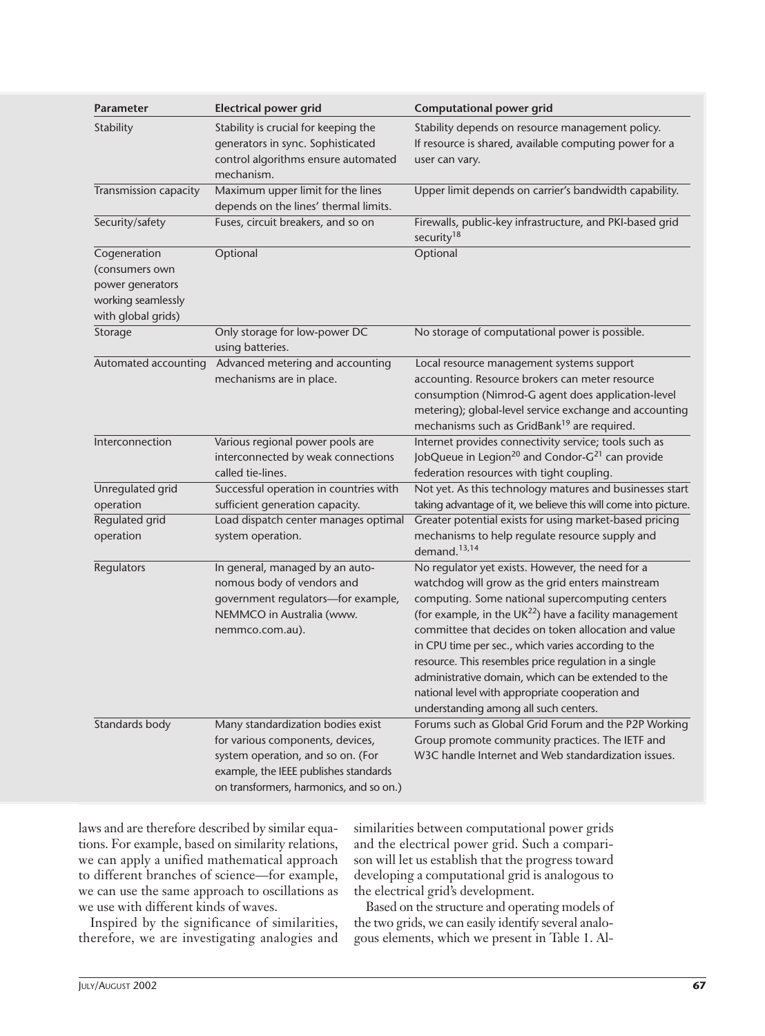| Parameter | Electrical power grid | Computational power grid |
|---|---|---|
| Stability | Stability is crucial for keeping the generators in sync. Sophisticated control algorithms ensure automated mechanism. | Stability depends on resource management policy. If resource is shared, available computing power for a user can vary. |
| Transmission capacity | Maximum upper limit for the lines depends on the lines' thermal limits. | Upper limit depends on carrier's bandwidth capability. |
| Security/safety | Fuses, circuit breakers, and so on | Firewalls, public-key infrastructure, and PKI-based grid security[18] |
| Cogeneration (consumers own power generators working seamlessly with global grids) | Optional | Optional |
| Storage | Only storage for low-power DC using batteries. | No storage of computational power is possible. |
| Automated accounting | Advanced metering and accounting mechanisms are in place. | Local resource management systems support accounting. Resource brokers can meter resource consumption (Nimrod-G agent does application-level metering); global-level service exchange and accounting mechanisms such as GridBank[19] are required. |
| Interconnection | Various regional power pools are interconnected by weak connections called tie-lines. | Internet provides connectivity service; tools such as JobQueue in Legion[20] and Condor-G[21] can provide federation resources with tight coupling. |
| Unregulated grid operation | Successful operation in countries with sufficient generation capacity. | Not yet. As this technology matures and businesses start taking advantage of it, we believe this will come into picture. |
| Regulated grid operation | Load dispatch center manages optimal system operation. | Greater potential exists for using market-based pricing mechanisms to help regulate resource supply and demand.[13,14] |
| Regulators | In general, managed by an autonomous body of vendors and government regulators—for example, NEMMCO in Australia (www.nemmco.com.au). | No regulator yet exists. However, the need for a watchdog will grow as the grid enters mainstream computing. Some national supercomputing centers (for example, in the UK[22]) have a facility management committee that decides on token allocation and value in CPU time per sec., which varies according to the resource. This resembles price regulation in a single administrative domain, which can be extended to the national level with appropriate cooperation and understanding among all such centers. |
| Standards body | Many standardization bodies exist for various components, devices, system operation, and so on. (For example, the IEEE publishes standards on transformers, harmonics, and so on.) | Forums such as Global Grid Forum and the P2P Working Group promote community practices. The IETF and W3C handle Internet and Web standardization issues. |

laws and are therefore described by similar equations. For example, based on similarity relations, we can apply a unified mathematical approach to different branches of science—for example, we can use the same approach to oscillations as we use with different kinds of waves.

Inspired by the significance of similarities, therefore, we are investigating analogies and similarities between computational power grids and the electrical power grid. Such a comparison will let us establish that the progress toward developing a computational grid is analogous to the electrical grid's development.

Based on the structure and operating models of the two grids, we can easily identify several analogous elements, which we present in Table 1. Al-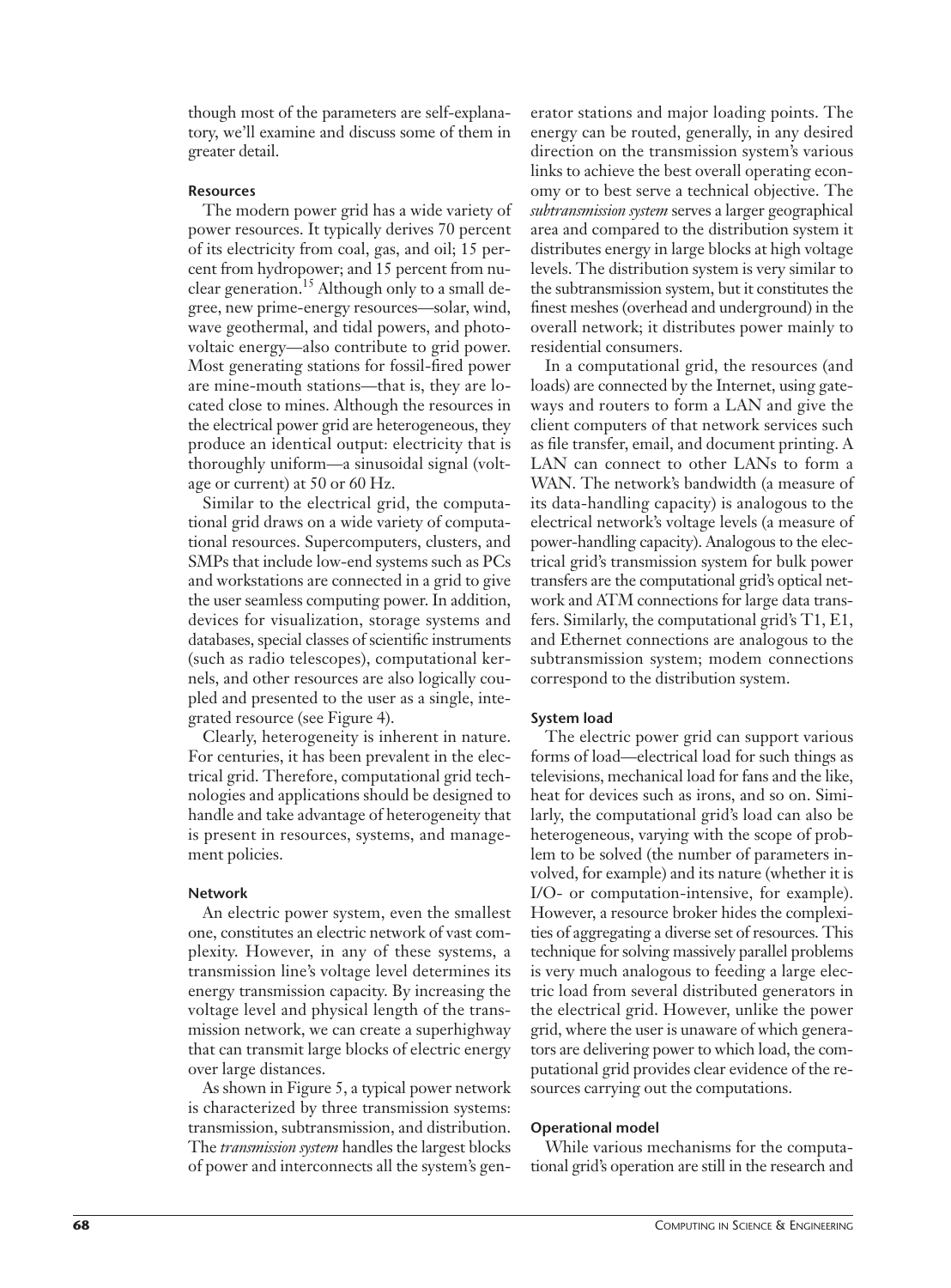though most of the parameters are self-explanatory, we'll examine and discuss some of them in greater detail.

### Resources

The modern power grid has a wide variety of power resources. It typically derives 70 percent of its electricity from coal, gas, and oil; 15 percent from hydropower; and 15 percent from nuclear generation.[15] Although only to a small degree, new prime-energy resources—solar, wind, wave geothermal, and tidal powers, and photovoltaic energy—also contribute to grid power. Most generating stations for fossil-fired power are mine-mouth stations—that is, they are located close to mines. Although the resources in the electrical power grid are heterogeneous, they produce an identical output: electricity that is thoroughly uniform—a sinusoidal signal (voltage or current) at 50 or 60 Hz.

Similar to the electrical grid, the computational grid draws on a wide variety of computational resources. Supercomputers, clusters, and SMPs that include low-end systems such as PCs and workstations are connected in a grid to give the user seamless computing power. In addition, devices for visualization, storage systems and databases, special classes of scientific instruments (such as radio telescopes), computational kernels, and other resources are also logically coupled and presented to the user as a single, integrated resource (see Figure 4).

Clearly, heterogeneity is inherent in nature. For centuries, it has been prevalent in the electrical grid. Therefore, computational grid technologies and applications should be designed to handle and take advantage of heterogeneity that is present in resources, systems, and management policies.

### Network

An electric power system, even the smallest one, constitutes an electric network of vast complexity. However, in any of these systems, a transmission line's voltage level determines its energy transmission capacity. By increasing the voltage level and physical length of the transmission network, we can create a superhighway that can transmit large blocks of electric energy over large distances.

As shown in Figure 5, a typical power network is characterized by three transmission systems: transmission, subtransmission, and distribution. The *transmission system* handles the largest blocks of power and interconnects all the system's generator stations and major loading points. The energy can be routed, generally, in any desired direction on the transmission system's various links to achieve the best overall operating economy or to best serve a technical objective. The *subtransmission system* serves a larger geographical area and compared to the distribution system it distributes energy in large blocks at high voltage levels. The distribution system is very similar to the subtransmission system, but it constitutes the finest meshes (overhead and underground) in the overall network; it distributes power mainly to residential consumers.

In a computational grid, the resources (and loads) are connected by the Internet, using gateways and routers to form a LAN and give the client computers of that network services such as file transfer, email, and document printing. A LAN can connect to other LANs to form a WAN. The network's bandwidth (a measure of its data-handling capacity) is analogous to the electrical network's voltage levels (a measure of power-handling capacity). Analogous to the electrical grid's transmission system for bulk power transfers are the computational grid's optical network and ATM connections for large data transfers. Similarly, the computational grid's T1, E1, and Ethernet connections are analogous to the subtransmission system; modem connections correspond to the distribution system.

### System load

The electric power grid can support various forms of load—electrical load for such things as televisions, mechanical load for fans and the like, heat for devices such as irons, and so on. Similarly, the computational grid's load can also be heterogeneous, varying with the scope of problem to be solved (the number of parameters involved, for example) and its nature (whether it is I/O- or computation-intensive, for example). However, a resource broker hides the complexities of aggregating a diverse set of resources. This technique for solving massively parallel problems is very much analogous to feeding a large electric load from several distributed generators in the electrical grid. However, unlike the power grid, where the user is unaware of which generators are delivering power to which load, the computational grid provides clear evidence of the resources carrying out the computations.

### Operational model

While various mechanisms for the computational grid's operation are still in the research and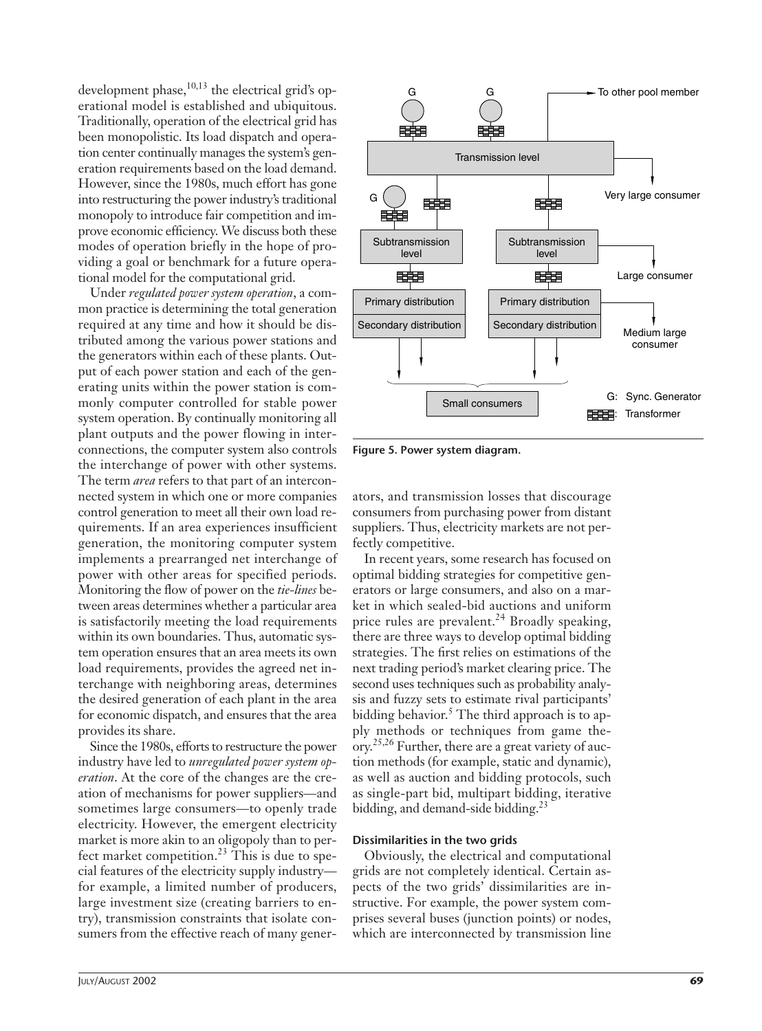development phase,[10,13] the electrical grid's operational model is established and ubiquitous. Traditionally, operation of the electrical grid has been monopolistic. Its load dispatch and operation center continually manages the system's generation requirements based on the load demand. However, since the 1980s, much effort has gone into restructuring the power industry's traditional monopoly to introduce fair competition and improve economic efficiency. We discuss both these modes of operation briefly in the hope of providing a goal or benchmark for a future operational model for the computational grid.

Under *regulated power system operation*, a common practice is determining the total generation required at any time and how it should be distributed among the various power stations and the generators within each of these plants. Output of each power station and each of the generating units within the power station is commonly computer controlled for stable power system operation. By continually monitoring all plant outputs and the power flowing in interconnections, the computer system also controls the interchange of power with other systems. The term *area* refers to that part of an interconnected system in which one or more companies control generation to meet all their own load requirements. If an area experiences insufficient generation, the monitoring computer system implements a prearranged net interchange of power with other areas for specified periods. Monitoring the flow of power on the *tie-lines* between areas determines whether a particular area is satisfactorily meeting the load requirements within its own boundaries. Thus, automatic system operation ensures that an area meets its own load requirements, provides the agreed net interchange with neighboring areas, determines the desired generation of each plant in the area for economic dispatch, and ensures that the area provides its share.

Since the 1980s, efforts to restructure the power industry have led to *unregulated power system operation*. At the core of the changes are the creation of mechanisms for power suppliers—and sometimes large consumers—to openly trade electricity. However, the emergent electricity market is more akin to an oligopoly than to perfect market competition.[23] This is due to special features of the electricity supply industry—for example, a limited number of producers, large investment size (creating barriers to entry), transmission constraints that isolate consumers from the effective reach of many generators, and transmission losses that discourage consumers from purchasing power from distant suppliers. Thus, electricity markets are not perfectly competitive.

**Figure 5. Power system diagram.**

In recent years, some research has focused on optimal bidding strategies for competitive generators or large consumers, and also on a market in which sealed-bid auctions and uniform price rules are prevalent.[24] Broadly speaking, there are three ways to develop optimal bidding strategies. The first relies on estimations of the next trading period's market clearing price. The second uses techniques such as probability analysis and fuzzy sets to estimate rival participants' bidding behavior.[5] The third approach is to apply methods or techniques from game theory.[25,26] Further, there are a great variety of auction methods (for example, static and dynamic), as well as auction and bidding protocols, such as single-part bid, multipart bidding, iterative bidding, and demand-side bidding.[23]

### Dissimilarities in the two grids

Obviously, the electrical and computational grids are not completely identical. Certain aspects of the two grids' dissimilarities are instructive. For example, the power system comprises several buses (junction points) or nodes, which are interconnected by transmission line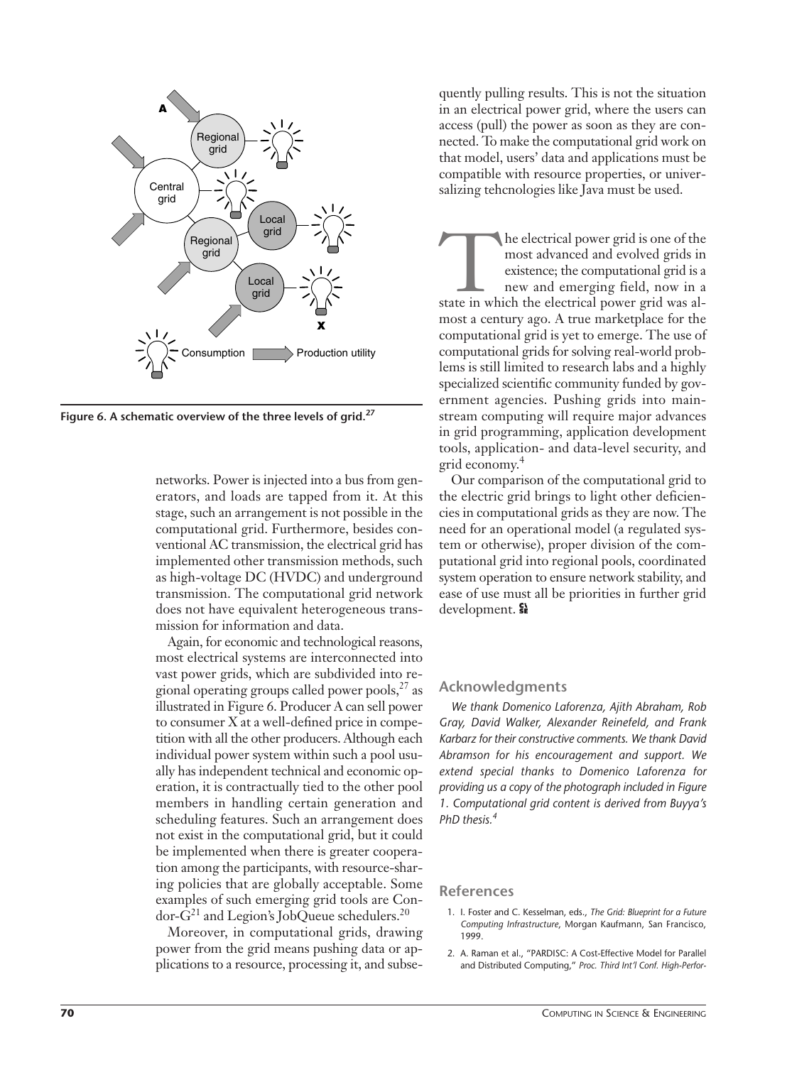A

Regional grid

Central grid

Local grid

Regional grid

Local grid

X

Consumption

Production utility

**Figure 6. A schematic overview of the three levels of grid.[27]**

networks. Power is injected into a bus from generators, and loads are tapped from it. At this stage, such an arrangement is not possible in the computational grid. Furthermore, besides conventional AC transmission, the electrical grid has implemented other transmission methods, such as high-voltage DC (HVDC) and underground transmission. The computational grid network does not have equivalent heterogeneous transmission for information and data.

Again, for economic and technological reasons, most electrical systems are interconnected into vast power grids, which are subdivided into regional operating groups called power pools,[27] as illustrated in Figure 6. Producer A can sell power to consumer X at a well-defined price in competition with all the other producers. Although each individual power system within such a pool usually has independent technical and economic operation, it is contractually tied to the other pool members in handling certain generation and scheduling features. Such an arrangement does not exist in the computational grid, but it could be implemented when there is greater cooperation among the participants, with resource-sharing policies that are globally acceptable. Some examples of such emerging grid tools are Condor-G[21] and Legion's JobQueue schedulers.[20]

Moreover, in computational grids, drawing power from the grid means pushing data or applications to a resource, processing it, and subsequently pulling results. This is not the situation in an electrical power grid, where the users can access (pull) the power as soon as they are connected. To make the computational grid work on that model, users' data and applications must be compatible with resource properties, or universalizing tehcnologies like Java must be used.

The electrical power grid is one of the most advanced and evolved grids in existence; the computational grid is a new and emerging field, now in a state in which the electrical power grid was almost a century ago. A true marketplace for the computational grid is yet to emerge. The use of computational grids for solving real-world problems is still limited to research labs and a highly specialized scientific community funded by government agencies. Pushing grids into mainstream computing will require major advances in grid programming, application development tools, application- and data-level security, and grid economy.[4]

Our comparison of the computational grid to the electric grid brings to light other deficiencies in computational grids as they are now. The need for an operational model (a regulated system or otherwise), proper division of the computational grid into regional pools, coordinated system operation to ensure network stability, and ease of use must all be priorities in further grid development.

## Acknowledgments

*We thank Domenico Laforenza, Ajith Abraham, Rob Gray, David Walker, Alexander Reinefeld, and Frank Karbarz for their constructive comments. We thank David Abramson for his encouragement and support. We extend special thanks to Domenico Laforenza for providing us a copy of the photograph included in Figure 1. Computational grid content is derived from Buyya's PhD thesis.[4]*

## References

1. I. Foster and C. Kesselman, eds., *The Grid: Blueprint for a Future Computing Infrastructure*, Morgan Kaufmann, San Francisco, 1999.
2. A. Raman et al., "PARDISC: A Cost-Effective Model for Parallel and Distributed Computing," *Proc. Third Int'l Conf. High-Perfor-*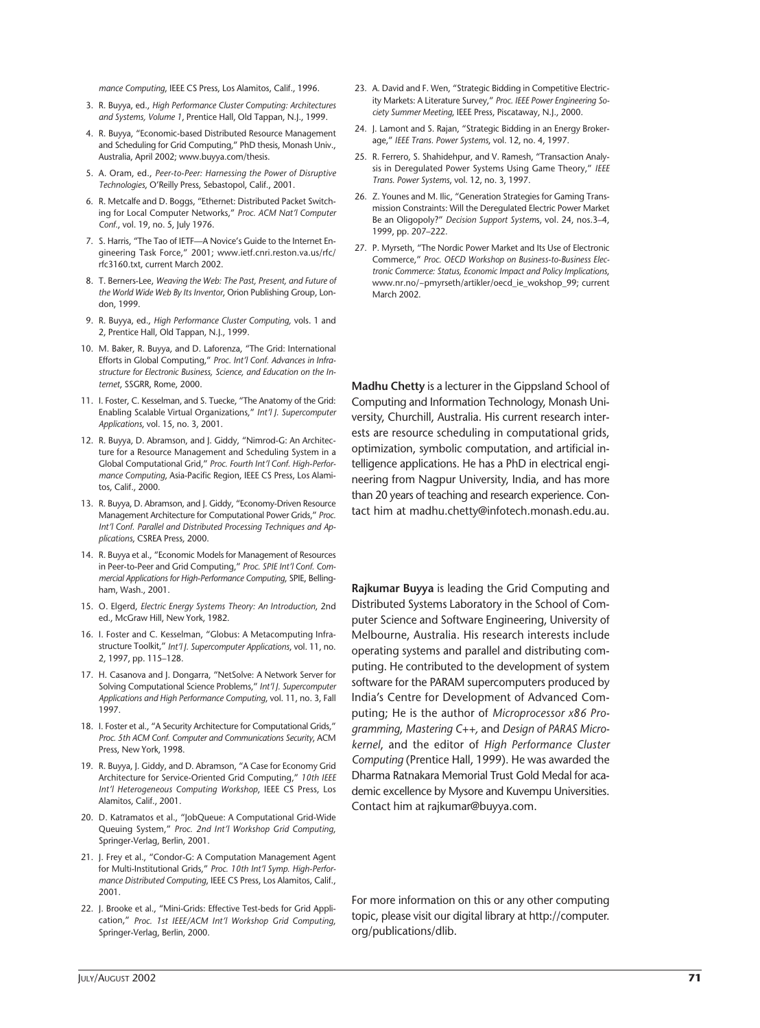*mance Computing*, IEEE CS Press, Los Alamitos, Calif., 1996.

3. R. Buyya, ed., *High Performance Cluster Computing: Architectures and Systems, Volume 1*, Prentice Hall, Old Tappan, N.J., 1999.
4. R. Buyya, "Economic-based Distributed Resource Management and Scheduling for Grid Computing," PhD thesis, Monash Univ., Australia, April 2002; www.buyya.com/thesis.
5. A. Oram, ed., *Peer-to-Peer: Harnessing the Power of Disruptive Technologies*, O'Reilly Press, Sebastopol, Calif., 2001.
6. R. Metcalfe and D. Boggs, "Ethernet: Distributed Packet Switching for Local Computer Networks," *Proc. ACM Nat'l Computer Conf.*, vol. 19, no. 5, July 1976.
7. S. Harris, "The Tao of IETF—A Novice's Guide to the Internet Engineering Task Force," 2001; www.ietf.cnri.reston.va.us/rfc/rfc3160.txt, current March 2002.
8. T. Berners-Lee, *Weaving the Web: The Past, Present, and Future of the World Wide Web By Its Inventor*, Orion Publishing Group, London, 1999.
9. R. Buyya, ed., *High Performance Cluster Computing,* vols. 1 and 2, Prentice Hall, Old Tappan, N.J., 1999.
10. M. Baker, R. Buyya, and D. Laforenza, "The Grid: International Efforts in Global Computing," *Proc. Int'l Conf. Advances in Infrastructure for Electronic Business, Science, and Education on the Internet*, SSGRR, Rome, 2000.
11. I. Foster, C. Kesselman, and S. Tuecke, "The Anatomy of the Grid: Enabling Scalable Virtual Organizations," *Int'l J. Supercomputer Applications*, vol. 15, no. 3, 2001.
12. R. Buyya, D. Abramson, and J. Giddy, "Nimrod-G: An Architecture for a Resource Management and Scheduling System in a Global Computational Grid," *Proc. Fourth Int'l Conf. High-Performance Computing*, Asia-Pacific Region, IEEE CS Press, Los Alamitos, Calif., 2000.
13. R. Buyya, D. Abramson, and J. Giddy, "Economy-Driven Resource Management Architecture for Computational Power Grids," *Proc. Int'l Conf. Parallel and Distributed Processing Techniques and Applications*, CSREA Press, 2000.
14. R. Buyya et al., "Economic Models for Management of Resources in Peer-to-Peer and Grid Computing," *Proc. SPIE Int'l Conf. Commercial Applications for High-Performance Computing*, SPIE, Bellingham, Wash., 2001.
15. O. Elgerd, *Electric Energy Systems Theory: An Introduction*, 2nd ed., McGraw Hill, New York, 1982.
16. I. Foster and C. Kesselman, "Globus: A Metacomputing Infrastructure Toolkit," *Int'l J. Supercomputer Applications*, vol. 11, no. 2, 1997, pp. 115–128.
17. H. Casanova and J. Dongarra, "NetSolve: A Network Server for Solving Computational Science Problems," *Int'l J. Supercomputer Applications and High Performance Computing*, vol. 11, no. 3, Fall 1997.
18. I. Foster et al., "A Security Architecture for Computational Grids," *Proc. 5th ACM Conf. Computer and Communications Security*, ACM Press, New York, 1998.
19. R. Buyya, J. Giddy, and D. Abramson, "A Case for Economy Grid Architecture for Service-Oriented Grid Computing," *10th IEEE Int'l Heterogeneous Computing Workshop*, IEEE CS Press, Los Alamitos, Calif., 2001.
20. D. Katramatos et al., "JobQueue: A Computational Grid-Wide Queuing System," *Proc. 2nd Int'l Workshop Grid Computing*, Springer-Verlag, Berlin, 2001.
21. J. Frey et al., "Condor-G: A Computation Management Agent for Multi-Institutional Grids," *Proc. 10th Int'l Symp. High-Performance Distributed Computing*, IEEE CS Press, Los Alamitos, Calif., 2001.
22. J. Brooke et al., "Mini-Grids: Effective Test-beds for Grid Application," *Proc. 1st IEEE/ACM Int'l Workshop Grid Computing*, Springer-Verlag, Berlin, 2000.
23. A. David and F. Wen, "Strategic Bidding in Competitive Electricity Markets: A Literature Survey," *Proc. IEEE Power Engineering Society Summer Meeting*, IEEE Press, Piscataway, N.J., 2000.
24. J. Lamont and S. Rajan, "Strategic Bidding in an Energy Brokerage," *IEEE Trans. Power Systems*, vol. 12, no. 4, 1997.
25. R. Ferrero, S. Shahidehpur, and V. Ramesh, "Transaction Analysis in Deregulated Power Systems Using Game Theory," *IEEE Trans. Power Systems*, vol. 12, no. 3, 1997.
26. Z. Younes and M. Ilic, "Generation Strategies for Gaming Transmission Constraints: Will the Deregulated Electric Power Market Be an Oligopoly?" *Decision Support Systems*, vol. 24, nos.3–4, 1999, pp. 207–222.
27. P. Myrseth, "The Nordic Power Market and Its Use of Electronic Commerce," *Proc. OECD Workshop on Business-to-Business Electronic Commerce: Status, Economic Impact and Policy Implications*, www.nr.no/~pmyrseth/artikler/oecd_ie_wokshop_99; current March 2002.

**Madhu Chetty** is a lecturer in the Gippsland School of Computing and Information Technology, Monash University, Churchill, Australia. His current research interests are resource scheduling in computational grids, optimization, symbolic computation, and artificial intelligence applications. He has a PhD in electrical engineering from Nagpur University, India, and has more than 20 years of teaching and research experience. Contact him at madhu.chetty@infotech.monash.edu.au.

**Rajkumar Buyya** is leading the Grid Computing and Distributed Systems Laboratory in the School of Computer Science and Software Engineering, University of Melbourne, Australia. His research interests include operating systems and parallel and distributing computing. He contributed to the development of system software for the PARAM supercomputers produced by India's Centre for Development of Advanced Computing; He is the author of *Microprocessor x86 Programming, Mastering C++,* and *Design of PARAS Microkernel*, and the editor of *High Performance Cluster Computing* (Prentice Hall, 1999). He was awarded the Dharma Ratnakara Memorial Trust Gold Medal for academic excellence by Mysore and Kuvempu Universities. Contact him at rajkumar@buyya.com.

For more information on this or any other computing topic, please visit our digital library at http://computer.org/publications/dlib.